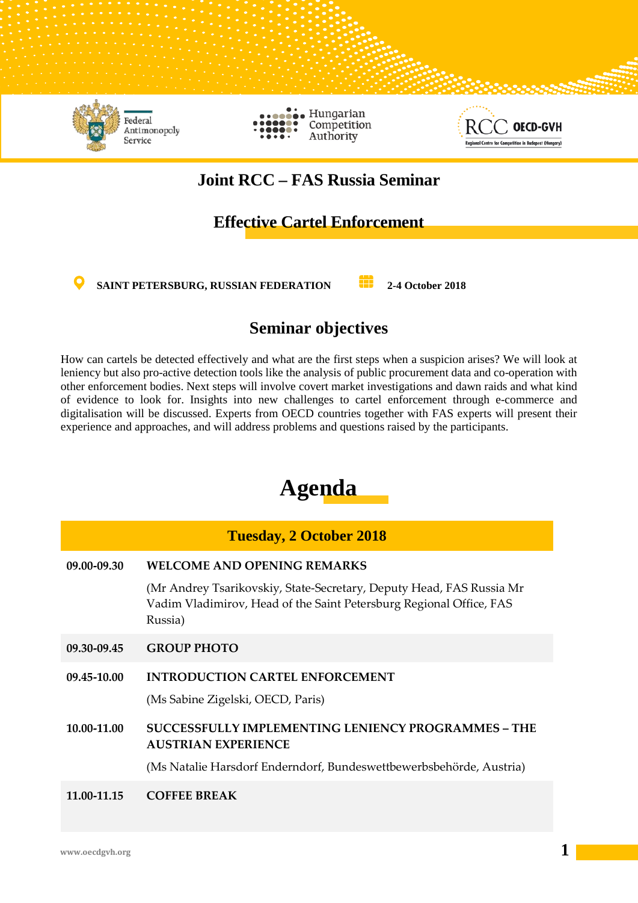Federal Antimonopoly Service

Hungarian Competition Authority

RCC OECD-GVH Regional Centre for Competition in Budapest (Hungary)

# Joint RCC – FAS Russia Seminar

## Effective Cartel Enforcement

**SAINT PETERSBURG, RUSSIAN FEDERATION** **2-4 October 2018**

## Seminar objectives

How can cartels be detected effectively and what are the first steps when a suspicion arises? We will look at leniency but also pro-active detection tools like the analysis of public procurement data and co-operation with other enforcement bodies. Next steps will involve covert market investigations and dawn raids and what kind of evidence to look for. Insights into new challenges to cartel enforcement through e-commerce and digitalisation will be discussed. Experts from OECD countries together with FAS experts will present their experience and approaches, and will address problems and questions raised by the participants.

# Agenda

| Tuesday, 2 October 2018 | |
|---|---|
| **09.00-09.30** | **WELCOME AND OPENING REMARKS**<br>(Mr Andrey Tsarikovskiy, State-Secretary, Deputy Head, FAS Russia Mr Vadim Vladimirov, Head of the Saint Petersburg Regional Office, FAS Russia) |
| **09.30-09.45** | **GROUP PHOTO** |
| **09.45-10.00** | **INTRODUCTION CARTEL ENFORCEMENT**<br>(Ms Sabine Zigelski, OECD, Paris) |
| **10.00-11.00** | **SUCCESSFULLY IMPLEMENTING LENIENCY PROGRAMMES – THE AUSTRIAN EXPERIENCE**<br>(Ms Natalie Harsdorf Enderndorf, Bundeswettbewerbsbehörde, Austria) |
| **11.00-11.15** | **COFFEE BREAK** |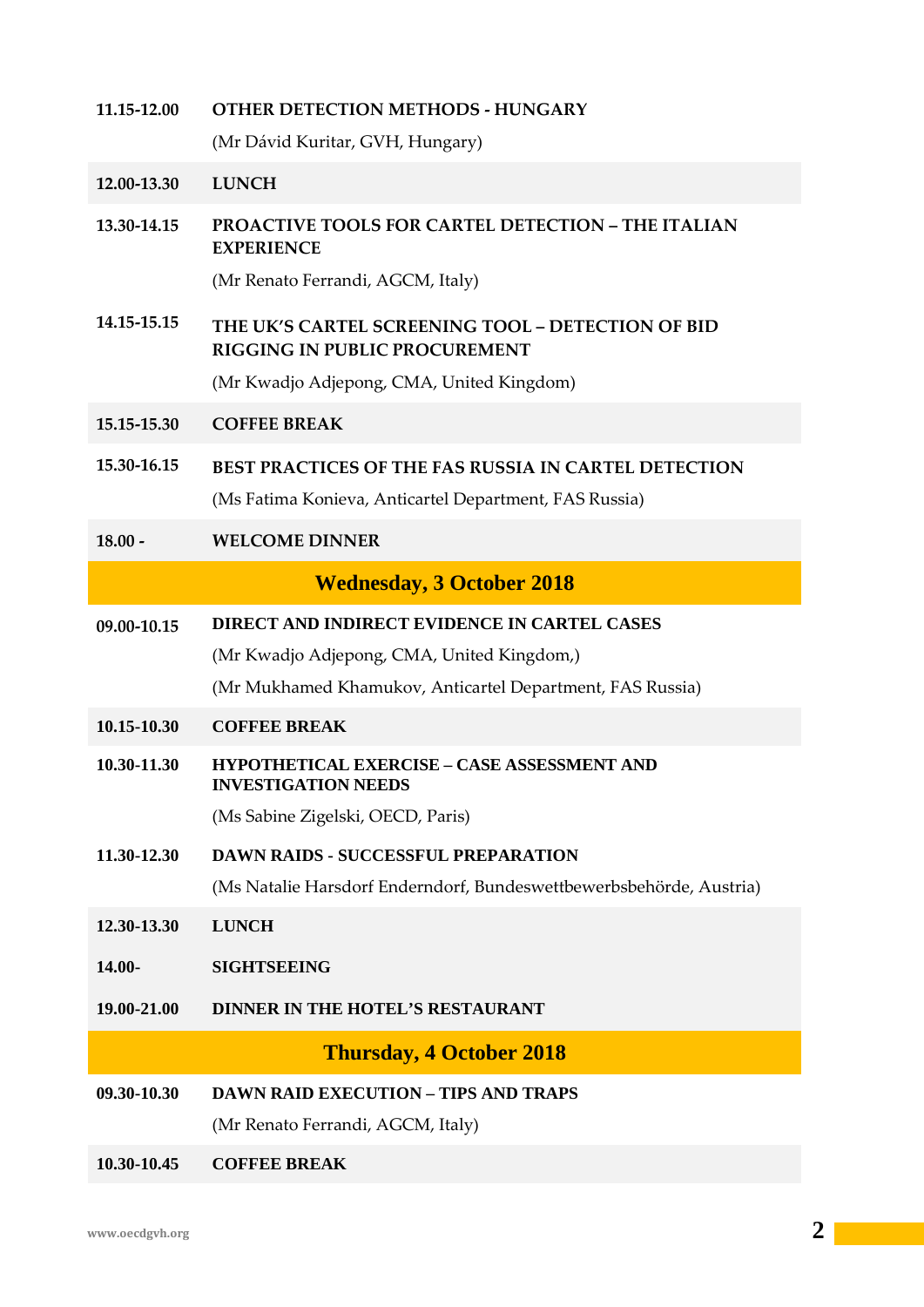| | |
|---|---|
| **11.15-12.00** | **OTHER DETECTION METHODS - HUNGARY**<br>(Mr Dávid Kuritar, GVH, Hungary) |
| **12.00-13.30** | **LUNCH** |
| **13.30-14.15** | **PROACTIVE TOOLS FOR CARTEL DETECTION – THE ITALIAN EXPERIENCE**<br>(Mr Renato Ferrandi, AGCM, Italy) |
| **14.15-15.15** | **THE UK'S CARTEL SCREENING TOOL – DETECTION OF BID RIGGING IN PUBLIC PROCUREMENT**<br>(Mr Kwadjo Adjepong, CMA, United Kingdom) |
| **15.15-15.30** | **COFFEE BREAK** |
| **15.30-16.15** | **BEST PRACTICES OF THE FAS RUSSIA IN CARTEL DETECTION**<br>(Ms Fatima Konieva, Anticartel Department, FAS Russia) |
| **18.00 -** | **WELCOME DINNER** |

## Wednesday, 3 October 2018

| | |
|---|---|
| **09.00-10.15** | **DIRECT AND INDIRECT EVIDENCE IN CARTEL CASES**<br>(Mr Kwadjo Adjepong, CMA, United Kingdom,)<br>(Mr Mukhamed Khamukov, Anticartel Department, FAS Russia) |
| **10.15-10.30** | **COFFEE BREAK** |
| **10.30-11.30** | **HYPOTHETICAL EXERCISE – CASE ASSESSMENT AND INVESTIGATION NEEDS**<br>(Ms Sabine Zigelski, OECD, Paris) |
| **11.30-12.30** | **DAWN RAIDS - SUCCESSFUL PREPARATION**<br>(Ms Natalie Harsdorf Enderndorf, Bundeswettbewerbsbehörde, Austria) |
| **12.30-13.30** | **LUNCH** |
| **14.00-** | **SIGHTSEEING** |
| **19.00-21.00** | **DINNER IN THE HOTEL'S RESTAURANT** |

## Thursday, 4 October 2018

| | |
|---|---|
| **09.30-10.30** | **DAWN RAID EXECUTION – TIPS AND TRAPS**<br>(Mr Renato Ferrandi, AGCM, Italy) |
| **10.30-10.45** | **COFFEE BREAK** |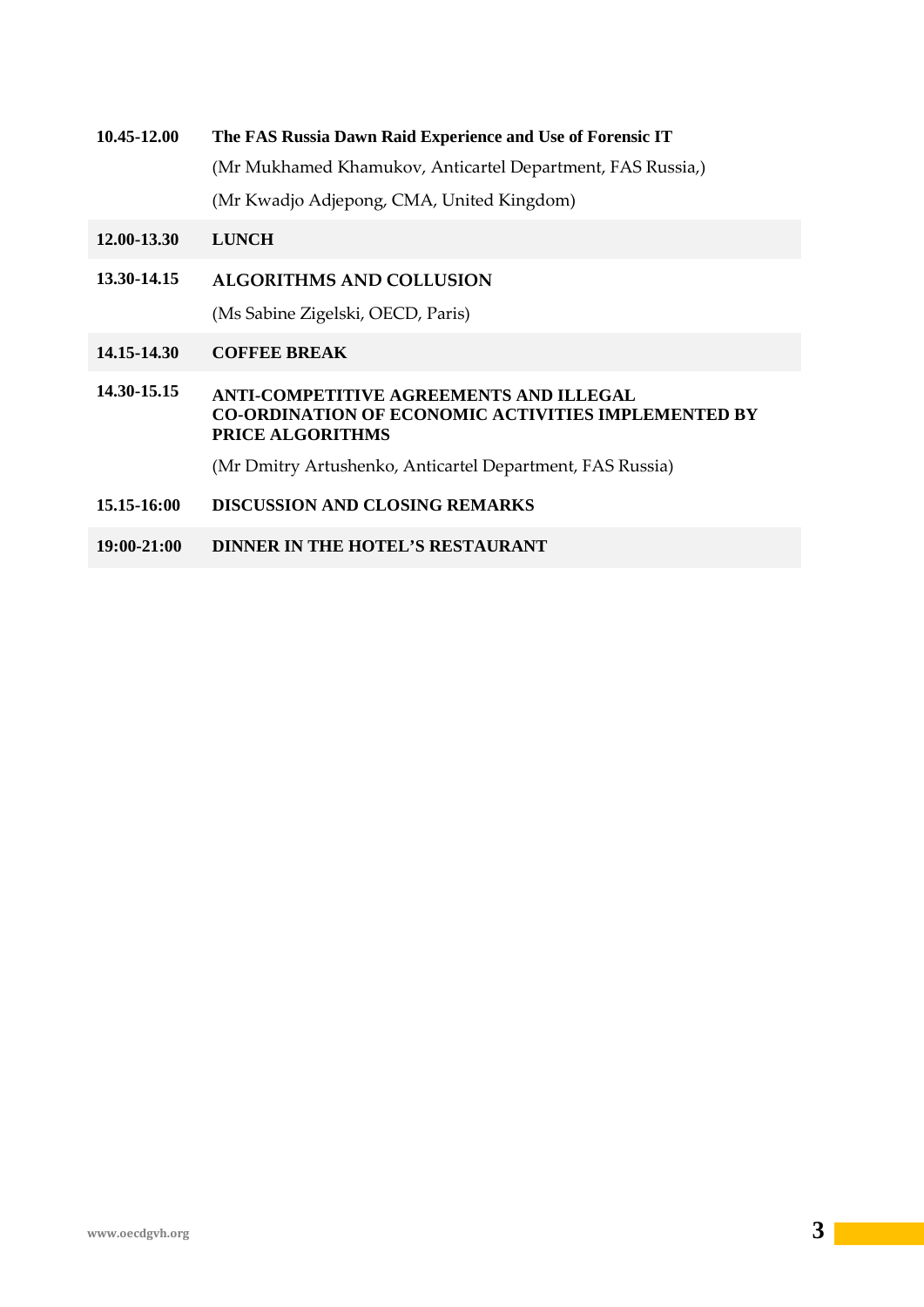| | |
|---|---|
| **10.45-12.00** | **The FAS Russia Dawn Raid Experience and Use of Forensic IT**<br>(Mr Mukhamed Khamukov, Anticartel Department, FAS Russia,)<br>(Mr Kwadjo Adjepong, CMA, United Kingdom) |
| **12.00-13.30** | **LUNCH** |
| **13.30-14.15** | **ALGORITHMS AND COLLUSION**<br>(Ms Sabine Zigelski, OECD, Paris) |
| **14.15-14.30** | **COFFEE BREAK** |
| **14.30-15.15** | **ANTI-COMPETITIVE AGREEMENTS AND ILLEGAL CO-ORDINATION OF ECONOMIC ACTIVITIES IMPLEMENTED BY PRICE ALGORITHMS**<br>(Mr Dmitry Artushenko, Anticartel Department, FAS Russia) |
| **15.15-16:00** | **DISCUSSION AND CLOSING REMARKS** |
| **19:00-21:00** | **DINNER IN THE HOTEL'S RESTAURANT** |

www.oecdgvh.org